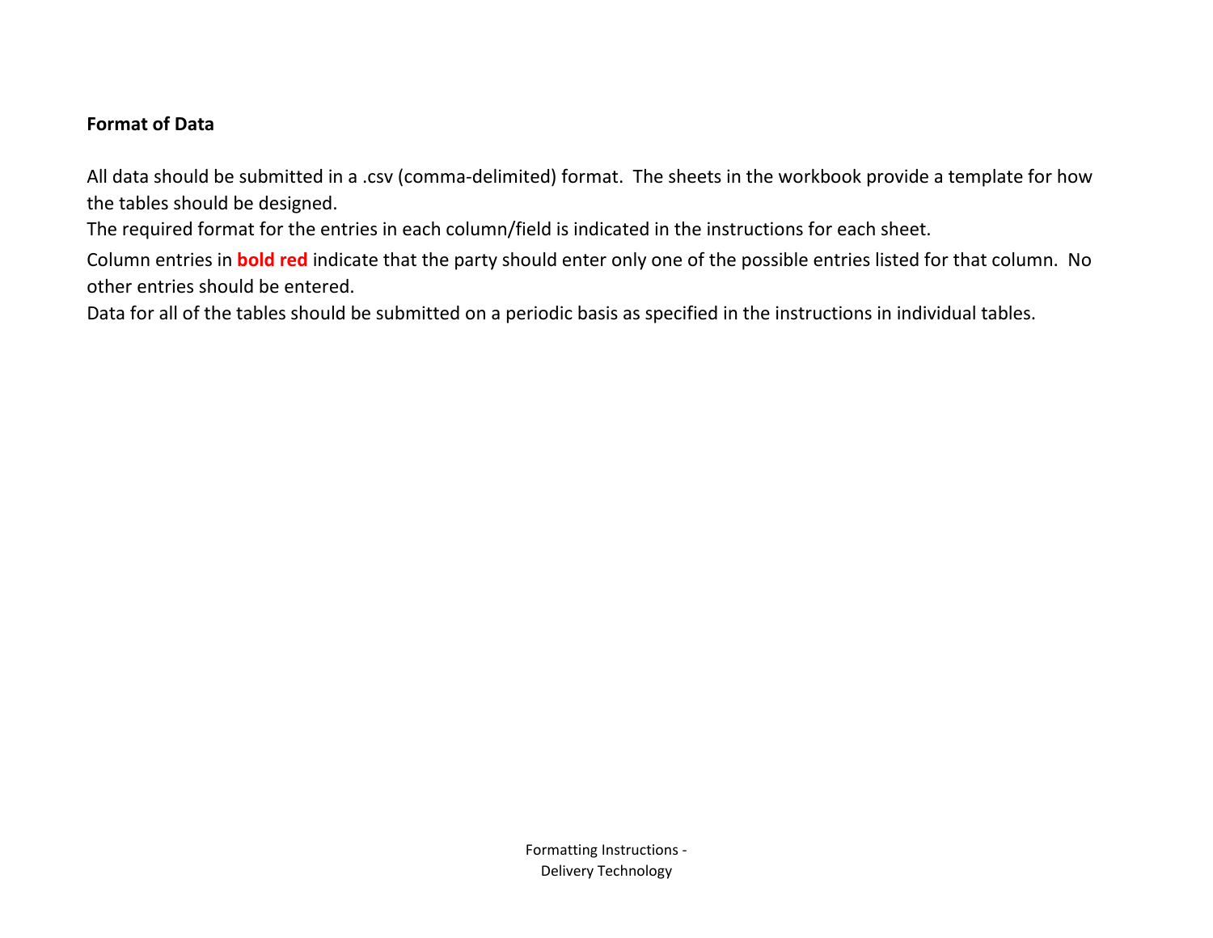**Format of Data**

All data should be submitted in a .csv (comma-delimited) format. The sheets in the workbook provide a template for how the tables should be designed.

The required format for the entries in each column/field is indicated in the instructions for each sheet.

Column entries in **bold red** indicate that the party should enter only one of the possible entries listed for that column. No other entries should be entered.

Data for all of the tables should be submitted on a periodic basis as specified in the instructions in individual tables.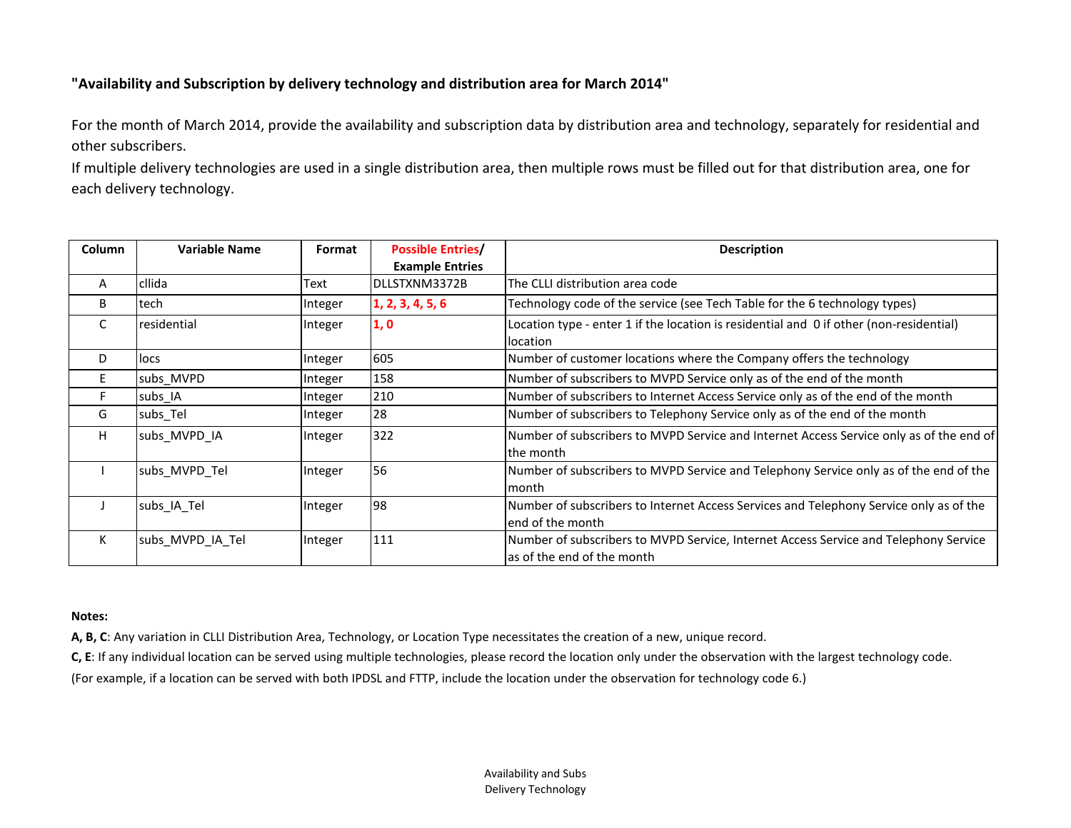**"Availability and Subscription by delivery technology and distribution area for March 2014"**

For the month of March 2014, provide the availability and subscription data by distribution area and technology, separately for residential and other subscribers.

If multiple delivery technologies are used in a single distribution area, then multiple rows must be filled out for that distribution area, one for each delivery technology.

| Column | Variable Name | Format | Possible Entries/ Example Entries | Description |
|---|---|---|---|---|
| A | cllida | Text | DLLSTXNM3372B | The CLLI distribution area code |
| B | tech | Integer | 1, 2, 3, 4, 5, 6 | Technology code of the service (see Tech Table for the 6 technology types) |
| C | residential | Integer | 1, 0 | Location type - enter 1 if the location is residential and 0 if other (non-residential) location |
| D | locs | Integer | 605 | Number of customer locations where the Company offers the technology |
| E | subs_MVPD | Integer | 158 | Number of subscribers to MVPD Service only as of the end of the month |
| F | subs_IA | Integer | 210 | Number of subscribers to Internet Access Service only as of the end of the month |
| G | subs_Tel | Integer | 28 | Number of subscribers to Telephony Service only as of the end of the month |
| H | subs_MVPD_IA | Integer | 322 | Number of subscribers to MVPD Service and Internet Access Service only as of the end of the month |
| I | subs_MVPD_Tel | Integer | 56 | Number of subscribers to MVPD Service and Telephony Service only as of the end of the month |
| J | subs_IA_Tel | Integer | 98 | Number of subscribers to Internet Access Services and Telephony Service only as of the end of the month |
| K | subs_MVPD_IA_Tel | Integer | 111 | Number of subscribers to MVPD Service, Internet Access Service and Telephony Service as of the end of the month |

**Notes:**

**A, B, C**: Any variation in CLLI Distribution Area, Technology, or Location Type necessitates the creation of a new, unique record.

**C, E**: If any individual location can be served using multiple technologies, please record the location only under the observation with the largest technology code.

(For example, if a location can be served with both IPDSL and FTTP, include the location under the observation for technology code 6.)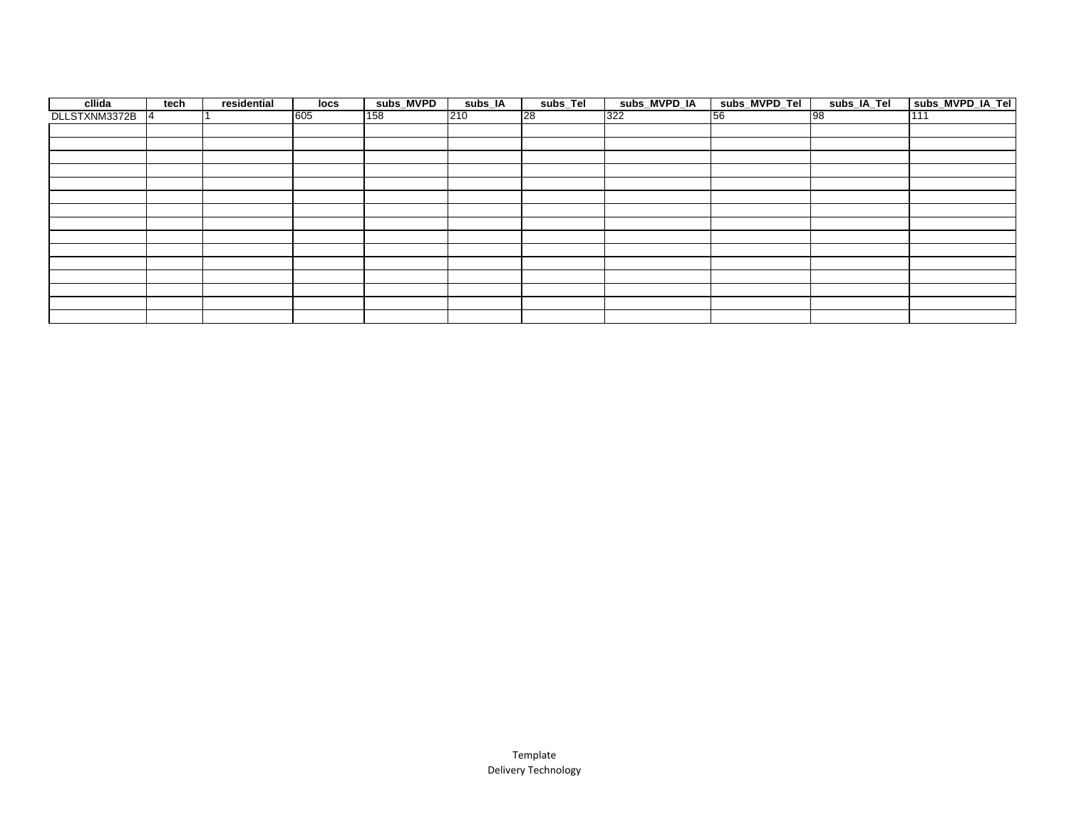| cllida | tech | residential | locs | subs_MVPD | subs_IA | subs_Tel | subs_MVPD_IA | subs_MVPD_Tel | subs_IA_Tel | subs_MVPD_IA_Tel |
|---|---|---|---|---|---|---|---|---|---|---|
| DLLSTXNM3372B | 4 | 1 | 605 | 158 | 210 | 28 | 322 | 56 | 98 | 111 |
| | | | | | | | | | | |
| | | | | | | | | | | |
| | | | | | | | | | | |
| | | | | | | | | | | |
| | | | | | | | | | | |
| | | | | | | | | | | |
| | | | | | | | | | | |
| | | | | | | | | | | |
| | | | | | | | | | | |
| | | | | | | | | | | |
| | | | | | | | | | | |
| | | | | | | | | | | |
| | | | | | | | | | | |
| | | | | | | | | | | |
| | | | | | | | | | | |

Template
Delivery Technology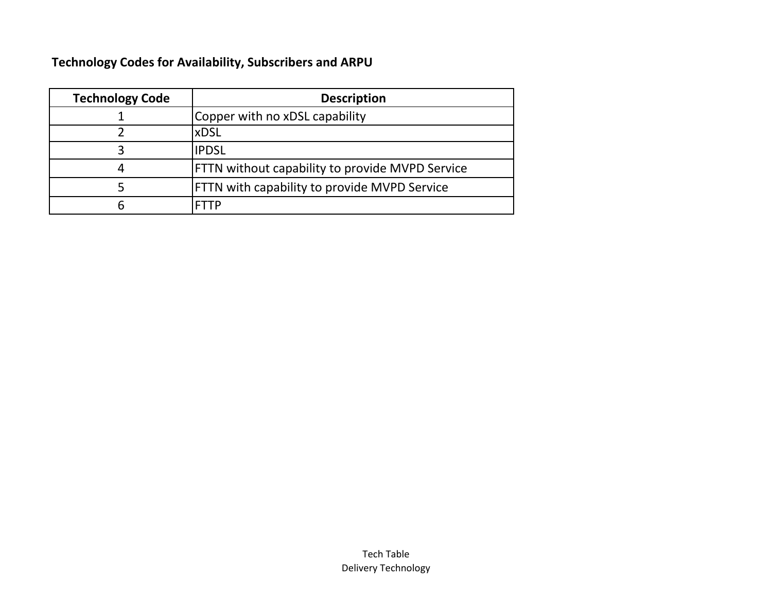**Technology Codes for Availability, Subscribers and ARPU**

| Technology Code | Description |
| --- | --- |
| 1 | Copper with no xDSL capability |
| 2 | xDSL |
| 3 | IPDSL |
| 4 | FTTN without capability to provide MVPD Service |
| 5 | FTTN with capability to provide MVPD Service |
| 6 | FTTP |